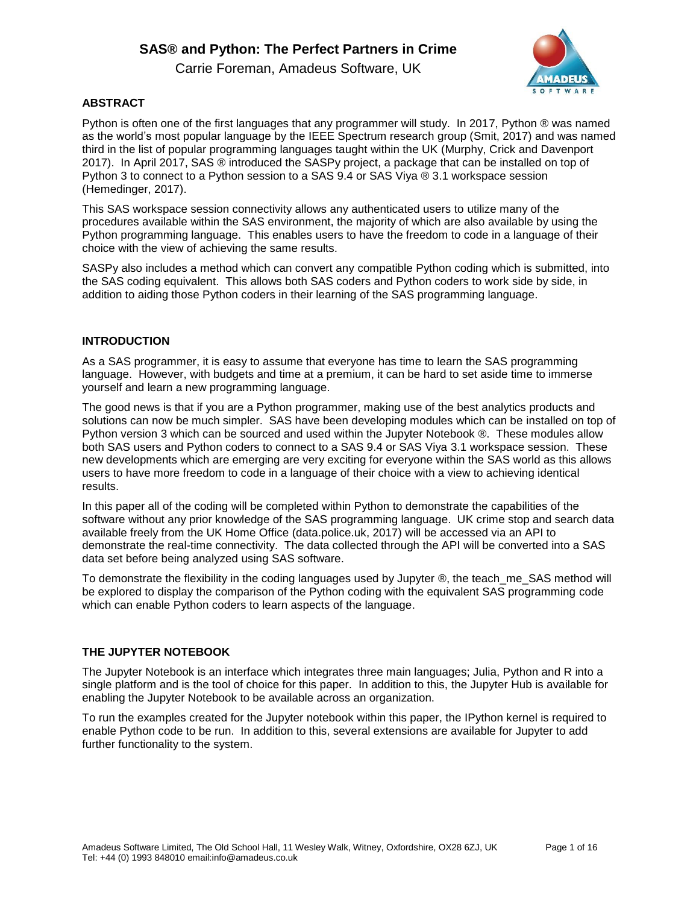# SAS® and Python: The Perfect Partners in Crime

Carrie Foreman, Amadeus Software, UK

## ABSTRACT

Python is often one of the first languages that any programmer will study. In 2017, Python ® was named as the world's most popular language by the IEEE Spectrum research group (Smit, 2017) and was named third in the list of popular programming languages taught within the UK (Murphy, Crick and Davenport 2017). In April 2017, SAS ® introduced the SASPy project, a package that can be installed on top of Python 3 to connect to a Python session to a SAS 9.4 or SAS Viya ® 3.1 workspace session (Hemedinger, 2017).

This SAS workspace session connectivity allows any authenticated users to utilize many of the procedures available within the SAS environment, the majority of which are also available by using the Python programming language. This enables users to have the freedom to code in a language of their choice with the view of achieving the same results.

SASPy also includes a method which can convert any compatible Python coding which is submitted, into the SAS coding equivalent. This allows both SAS coders and Python coders to work side by side, in addition to aiding those Python coders in their learning of the SAS programming language.

## INTRODUCTION

As a SAS programmer, it is easy to assume that everyone has time to learn the SAS programming language. However, with budgets and time at a premium, it can be hard to set aside time to immerse yourself and learn a new programming language.

The good news is that if you are a Python programmer, making use of the best analytics products and solutions can now be much simpler. SAS have been developing modules which can be installed on top of Python version 3 which can be sourced and used within the Jupyter Notebook ®. These modules allow both SAS users and Python coders to connect to a SAS 9.4 or SAS Viya 3.1 workspace session. These new developments which are emerging are very exciting for everyone within the SAS world as this allows users to have more freedom to code in a language of their choice with a view to achieving identical results.

In this paper all of the coding will be completed within Python to demonstrate the capabilities of the software without any prior knowledge of the SAS programming language. UK crime stop and search data available freely from the UK Home Office (data.police.uk, 2017) will be accessed via an API to demonstrate the real-time connectivity. The data collected through the API will be converted into a SAS data set before being analyzed using SAS software.

To demonstrate the flexibility in the coding languages used by Jupyter ®, the teach_me_SAS method will be explored to display the comparison of the Python coding with the equivalent SAS programming code which can enable Python coders to learn aspects of the language.

## THE JUPYTER NOTEBOOK

The Jupyter Notebook is an interface which integrates three main languages; Julia, Python and R into a single platform and is the tool of choice for this paper. In addition to this, the Jupyter Hub is available for enabling the Jupyter Notebook to be available across an organization.

To run the examples created for the Jupyter notebook within this paper, the IPython kernel is required to enable Python code to be run. In addition to this, several extensions are available for Jupyter to add further functionality to the system.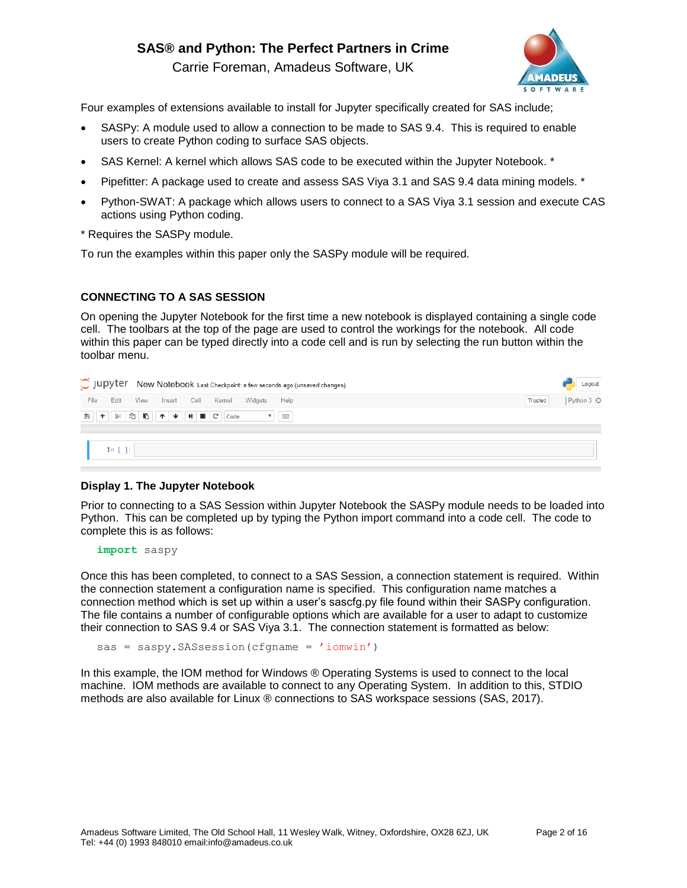Four examples of extensions available to install for Jupyter specifically created for SAS include;

- SASPy: A module used to allow a connection to be made to SAS 9.4. This is required to enable users to create Python coding to surface SAS objects.
- SAS Kernel: A kernel which allows SAS code to be executed within the Jupyter Notebook. *
- Pipefitter: A package used to create and assess SAS Viya 3.1 and SAS 9.4 data mining models. *
- Python-SWAT: A package which allows users to connect to a SAS Viya 3.1 session and execute CAS actions using Python coding.

* Requires the SASPy module.

To run the examples within this paper only the SASPy module will be required.

## CONNECTING TO A SAS SESSION

On opening the Jupyter Notebook for the first time a new notebook is displayed containing a single code cell. The toolbars at the top of the page are used to control the workings for the notebook. All code within this paper can be typed directly into a code cell and is run by selecting the run button within the toolbar menu.

**Display 1. The Jupyter Notebook**

Prior to connecting to a SAS Session within Jupyter Notebook the SASPy module needs to be loaded into Python. This can be completed up by typing the Python import command into a code cell. The code to complete this is as follows:

```
import saspy
```

Once this has been completed, to connect to a SAS Session, a connection statement is required. Within the connection statement a configuration name is specified. This configuration name matches a connection method which is set up within a user's sascfg.py file found within their SASPy configuration. The file contains a number of configurable options which are available for a user to adapt to customize their connection to SAS 9.4 or SAS Viya 3.1. The connection statement is formatted as below:

```
sas = saspy.SASsession(cfgname = 'iomwin')
```

In this example, the IOM method for Windows ® Operating Systems is used to connect to the local machine. IOM methods are available to connect to any Operating System. In addition to this, STDIO methods are also available for Linux ® connections to SAS workspace sessions (SAS, 2017).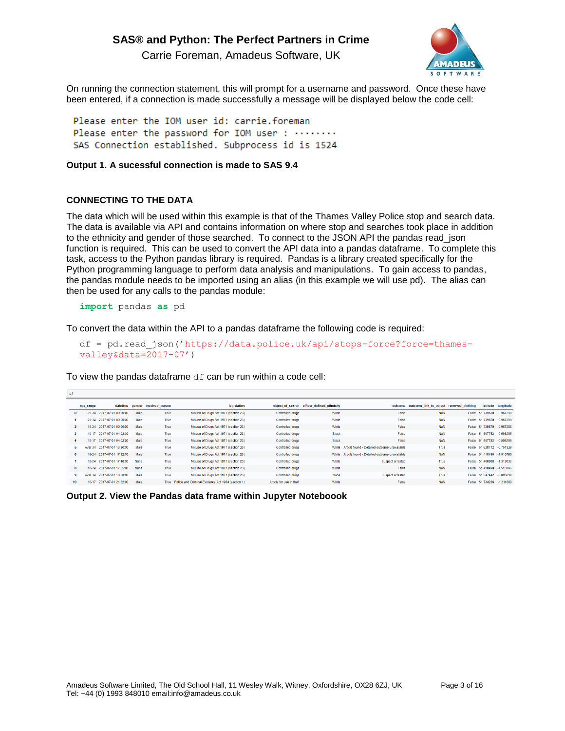On running the connection statement, this will prompt for a username and password. Once these have been entered, if a connection is made successfully a message will be displayed below the code cell:

```
Please enter the IOM user id: carrie.foreman
Please enter the password for IOM user : ········
SAS Connection established. Subprocess id is 1524
```

**Output 1. A sucessful connection is made to SAS 9.4**

### CONNECTING TO THE DATA

The data which will be used within this example is that of the Thames Valley Police stop and search data. The data is available via API and contains information on where stop and searches took place in addition to the ethnicity and gender of those searched. To connect to the JSON API the pandas read_json function is required. This can be used to convert the API data into a pandas dataframe. To complete this task, access to the Python pandas library is required. Pandas is a library created specifically for the Python programming language to perform data analysis and manipulations. To gain access to pandas, the pandas module needs to be imported using an alias (in this example we will use pd). The alias can then be used for any calls to the pandas module:

```
import pandas as pd
```

To convert the data within the API to a pandas dataframe the following code is required:

```
df = pd.read_json('https://data.police.uk/api/stops-force?force=thames-valley&data=2017-07')
```

To view the pandas dataframe `df` can be run within a code cell:

```
df
```

| | age_range | datetime | gender | involved_person | legislation | object_of_search | officer_defined_ethnicity | outcome | outcome_linked_to_object | removed_clothing | latitude | longitude |
|---|---|---|---|---|---|---|---|---|---|---|---|---|
| 0 | 25-34 | 2017-07-01 00:00:00 | Male | True | Misuse of Drugs Act 1971 (section 23) | Controlled drugs | White | False | NaN | False | 51.739579 | -0.967298 |
| 1 | 25-34 | 2017-07-01 00:00:00 | Male | True | Misuse of Drugs Act 1971 (section 23) | Controlled drugs | White | False | NaN | False | 51.739579 | -0.967298 |
| 2 | 18-24 | 2017-07-01 00:00:00 | Male | True | Misuse of Drugs Act 1971 (section 23) | Controlled drugs | White | False | NaN | False | 51.739579 | -0.967298 |
| 3 | 10-17 | 2017-07-01 04:03:00 | Male | True | Misuse of Drugs Act 1971 (section 23) | Controlled drugs | Black | False | NaN | False | 51.597752 | -0.598295 |
| 4 | 10-17 | 2017-07-01 04:03:00 | Male | True | Misuse of Drugs Act 1971 (section 23) | Controlled drugs | Black | False | NaN | False | 51.597752 | -0.598295 |
| 5 | over 34 | 2017-07-01 13:30:00 | Male | True | Misuse of Drugs Act 1971 (section 23) | Controlled drugs | White | Article found - Detailed outcome unavailable | True | False | 51.626712 | -0.751329 |
| 6 | 18-24 | 2017-07-01 17:32:00 | Male | True | Misuse of Drugs Act 1971 (section 23) | Controlled drugs | White | Article found - Detailed outcome unavailable | NaN | False | 51.418490 | -1.510796 |
| 7 | 18-24 | 2017-07-01 17:48:00 | None | True | Misuse of Drugs Act 1971 (section 23) | Controlled drugs | White | Suspect arrested | True | False | 51.490908 | -1.319032 |
| 8 | 18-24 | 2017-07-01 17:55:00 | None | True | Misuse of Drugs Act 1971 (section 23) | Controlled drugs | White | False | NaN | False | 51.418490 | -1.510796 |
| 9 | over 34 | 2017-07-01 18:50:00 | Male | True | Misuse of Drugs Act 1971 (section 23) | Controlled drugs | None | Suspect arrested | True | False | 51.547442 | -0.893619 |
| 10 | 10-17 | 2017-07-01 21:52:00 | Male | True | Police and Criminal Evidence Act 1984 (section 1) | Article for use in theft | White | False | NaN | False | 51.734236 | -1.211889 |

**Output 2. View the Pandas data frame within Jupyter Noteboook**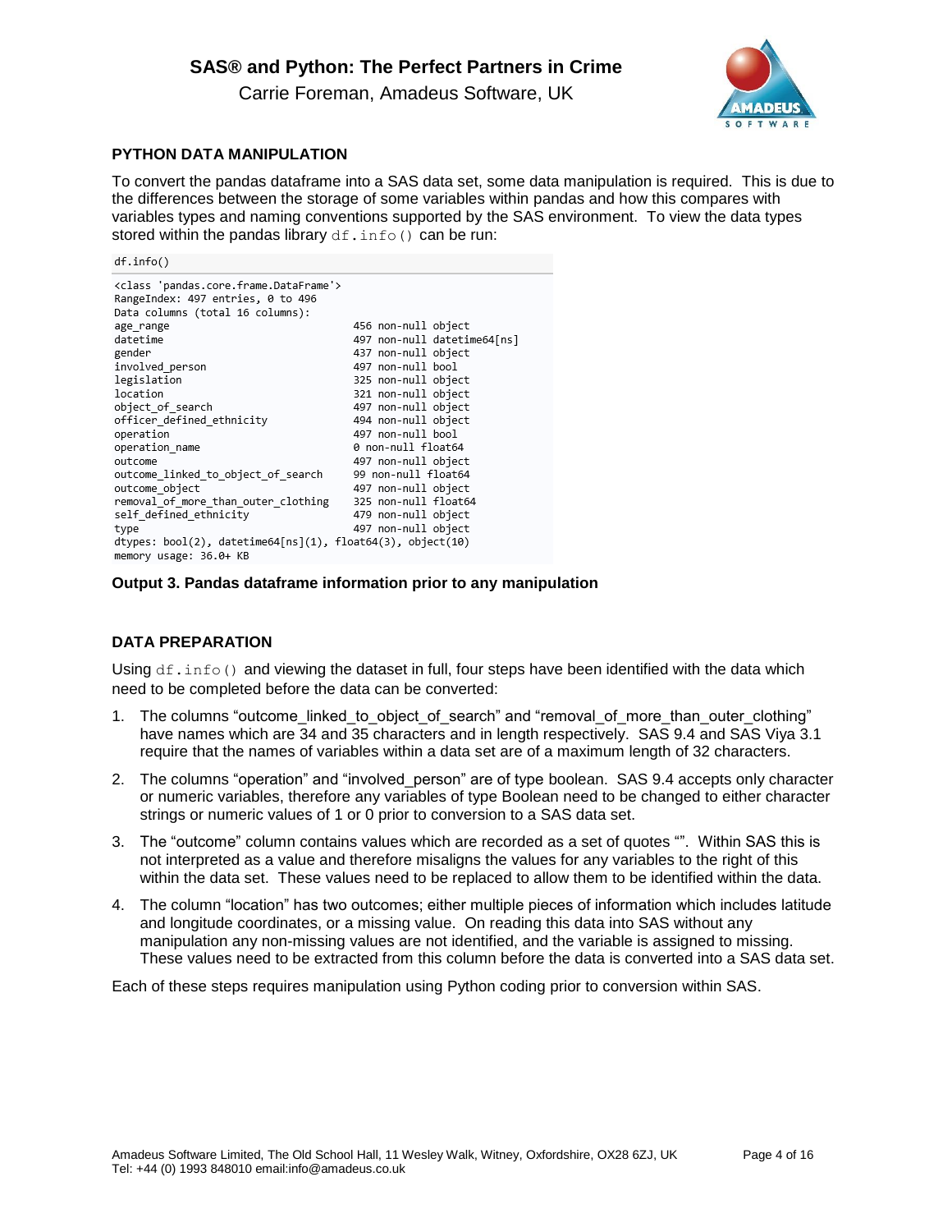## PYTHON DATA MANIPULATION

To convert the pandas dataframe into a SAS data set, some data manipulation is required. This is due to the differences between the storage of some variables within pandas and how this compares with variables types and naming conventions supported by the SAS environment. To view the data types stored within the pandas library `df.info()` can be run:

```
df.info()
```

```
<class 'pandas.core.frame.DataFrame'>
RangeIndex: 497 entries, 0 to 496
Data columns (total 16 columns):
age_range                              456 non-null object
datetime                               497 non-null datetime64[ns]
gender                                 437 non-null object
involved_person                        497 non-null bool
legislation                            325 non-null object
location                               321 non-null object
object_of_search                       497 non-null object
officer_defined_ethnicity              494 non-null object
operation                              497 non-null bool
operation_name                         0 non-null float64
outcome                                497 non-null object
outcome_linked_to_object_of_search     99 non-null float64
outcome_object                         497 non-null object
removal_of_more_than_outer_clothing    325 non-null float64
self_defined_ethnicity                 479 non-null object
type                                   497 non-null object
dtypes: bool(2), datetime64[ns](1), float64(3), object(10)
memory usage: 36.0+ KB
```

**Output 3. Pandas dataframe information prior to any manipulation**

## DATA PREPARATION

Using `df.info()` and viewing the dataset in full, four steps have been identified with the data which need to be completed before the data can be converted:

1. The columns "outcome_linked_to_object_of_search" and "removal_of_more_than_outer_clothing" have names which are 34 and 35 characters and in length respectively. SAS 9.4 and SAS Viya 3.1 require that the names of variables within a data set are of a maximum length of 32 characters.

2. The columns "operation" and "involved_person" are of type boolean. SAS 9.4 accepts only character or numeric variables, therefore any variables of type Boolean need to be changed to either character strings or numeric values of 1 or 0 prior to conversion to a SAS data set.

3. The "outcome" column contains values which are recorded as a set of quotes "". Within SAS this is not interpreted as a value and therefore misaligns the values for any variables to the right of this within the data set. These values need to be replaced to allow them to be identified within the data.

4. The column "location" has two outcomes; either multiple pieces of information which includes latitude and longitude coordinates, or a missing value. On reading this data into SAS without any manipulation any non-missing values are not identified, and the variable is assigned to missing. These values need to be extracted from this column before the data is converted into a SAS data set.

Each of these steps requires manipulation using Python coding prior to conversion within SAS.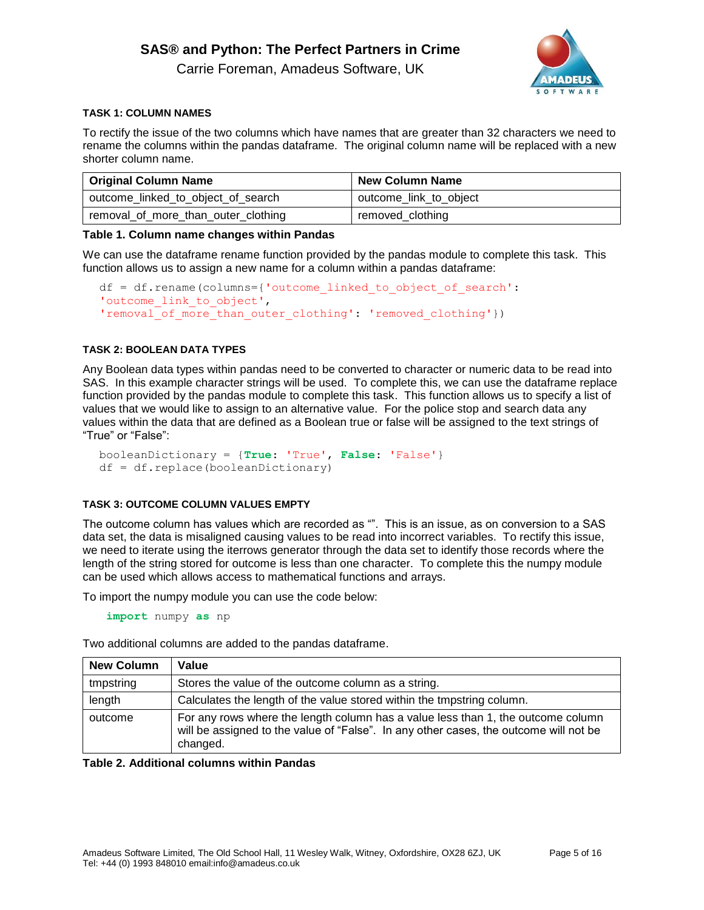### TASK 1: COLUMN NAMES

To rectify the issue of the two columns which have names that are greater than 32 characters we need to rename the columns within the pandas dataframe. The original column name will be replaced with a new shorter column name.

| Original Column Name | New Column Name |
| --- | --- |
| outcome_linked_to_object_of_search | outcome_link_to_object |
| removal_of_more_than_outer_clothing | removed_clothing |

**Table 1. Column name changes within Pandas**

We can use the dataframe rename function provided by the pandas module to complete this task. This function allows us to assign a new name for a column within a pandas dataframe:

```
df = df.rename(columns={'outcome_linked_to_object_of_search':
'outcome_link_to_object',
'removal_of_more_than_outer_clothing': 'removed_clothing'})
```

### TASK 2: BOOLEAN DATA TYPES

Any Boolean data types within pandas need to be converted to character or numeric data to be read into SAS. In this example character strings will be used. To complete this, we can use the dataframe replace function provided by the pandas module to complete this task. This function allows us to specify a list of values that we would like to assign to an alternative value. For the police stop and search data any values within the data that are defined as a Boolean true or false will be assigned to the text strings of "True" or "False":

```
booleanDictionary = {True: 'True', False: 'False'}
df = df.replace(booleanDictionary)
```

### TASK 3: OUTCOME COLUMN VALUES EMPTY

The outcome column has values which are recorded as "". This is an issue, as on conversion to a SAS data set, the data is misaligned causing values to be read into incorrect variables. To rectify this issue, we need to iterate using the iterrows generator through the data set to identify those records where the length of the string stored for outcome is less than one character. To complete this the numpy module can be used which allows access to mathematical functions and arrays.

To import the numpy module you can use the code below:

```
import numpy as np
```

Two additional columns are added to the pandas dataframe.

| New Column | Value |
| --- | --- |
| tmpstring | Stores the value of the outcome column as a string. |
| length | Calculates the length of the value stored within the tmpstring column. |
| outcome | For any rows where the length column has a value less than 1, the outcome column will be assigned to the value of "False". In any other cases, the outcome will not be changed. |

**Table 2. Additional columns within Pandas**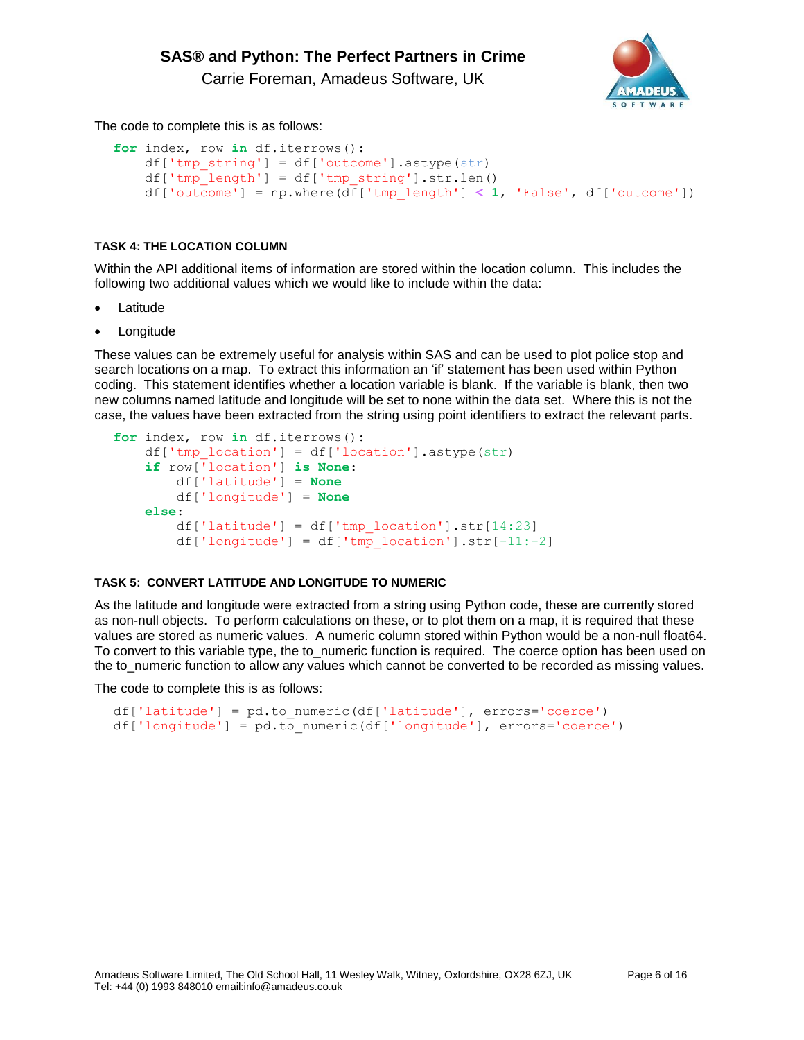The code to complete this is as follows:

```
for index, row in df.iterrows():
    df['tmp_string'] = df['outcome'].astype(str)
    df['tmp_length'] = df['tmp_string'].str.len()
    df['outcome'] = np.where(df['tmp_length'] < 1, 'False', df['outcome'])
```

#### TASK 4: THE LOCATION COLUMN

Within the API additional items of information are stored within the location column. This includes the following two additional values which we would like to include within the data:

- Latitude
- Longitude

These values can be extremely useful for analysis within SAS and can be used to plot police stop and search locations on a map. To extract this information an 'if' statement has been used within Python coding. This statement identifies whether a location variable is blank. If the variable is blank, then two new columns named latitude and longitude will be set to none within the data set. Where this is not the case, the values have been extracted from the string using point identifiers to extract the relevant parts.

```
for index, row in df.iterrows():
    df['tmp_location'] = df['location'].astype(str)
    if row['location'] is None:
        df['latitude'] = None
        df['longitude'] = None
    else:
        df['latitude'] = df['tmp_location'].str[14:23]
        df['longitude'] = df['tmp_location'].str[-11:-2]
```

#### TASK 5: CONVERT LATITUDE AND LONGITUDE TO NUMERIC

As the latitude and longitude were extracted from a string using Python code, these are currently stored as non-null objects. To perform calculations on these, or to plot them on a map, it is required that these values are stored as numeric values. A numeric column stored within Python would be a non-null float64. To convert to this variable type, the to_numeric function is required. The coerce option has been used on the to_numeric function to allow any values which cannot be converted to be recorded as missing values.

The code to complete this is as follows:

```
df['latitude'] = pd.to_numeric(df['latitude'], errors='coerce')
df['longitude'] = pd.to_numeric(df['longitude'], errors='coerce')
```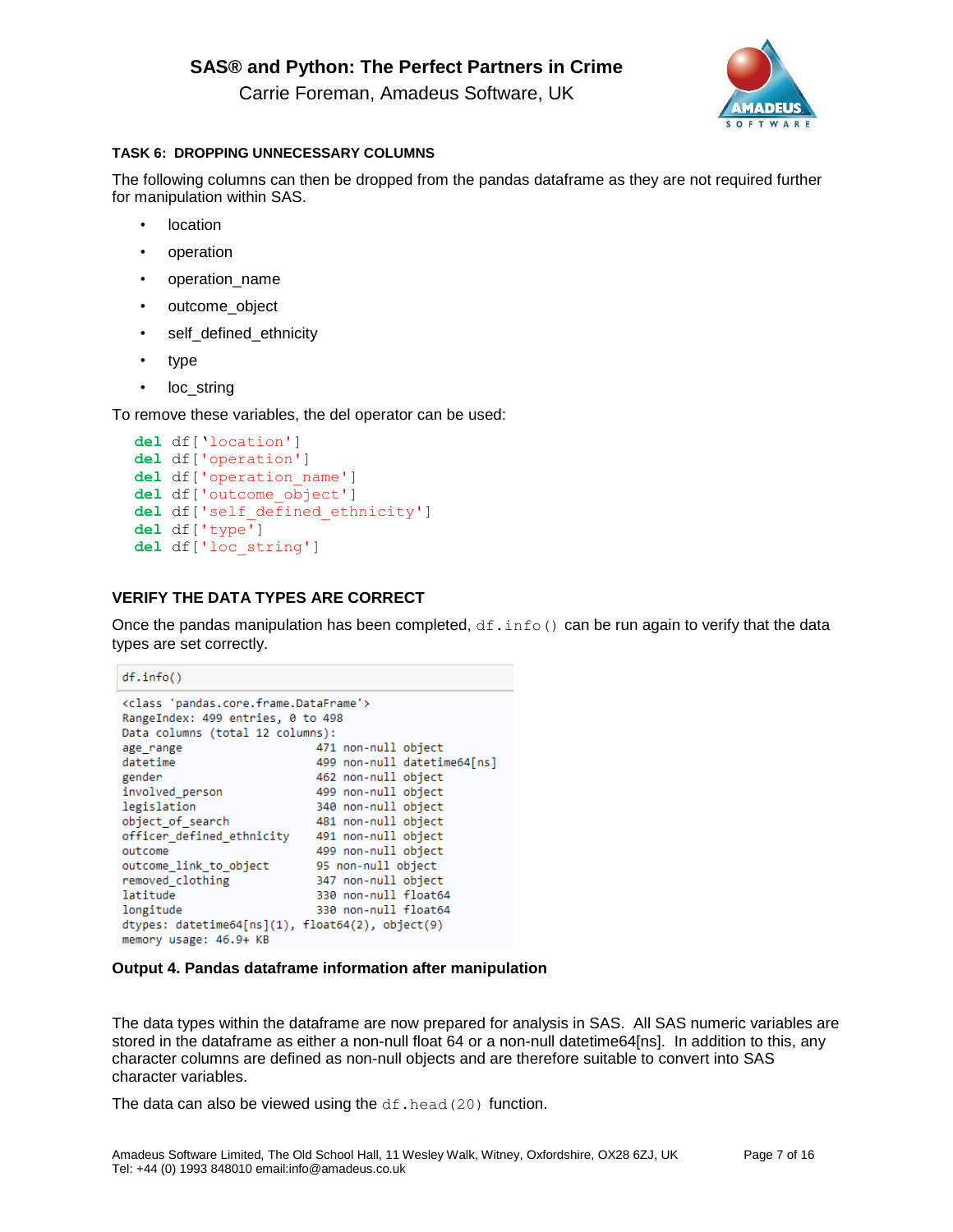### TASK 6: DROPPING UNNECESSARY COLUMNS

The following columns can then be dropped from the pandas dataframe as they are not required further for manipulation within SAS.

- location
- operation
- operation_name
- outcome_object
- self_defined_ethnicity
- type
- loc_string

To remove these variables, the del operator can be used:

```
del df['location']
del df['operation']
del df['operation_name']
del df['outcome_object']
del df['self_defined_ethnicity']
del df['type']
del df['loc_string']
```

### VERIFY THE DATA TYPES ARE CORRECT

Once the pandas manipulation has been completed, `df.info()` can be run again to verify that the data types are set correctly.

```
df.info()
```

```
<class 'pandas.core.frame.DataFrame'>
RangeIndex: 499 entries, 0 to 498
Data columns (total 12 columns):
age_range                   471 non-null object
datetime                    499 non-null datetime64[ns]
gender                      462 non-null object
involved_person             499 non-null object
legislation                 340 non-null object
object_of_search            481 non-null object
officer_defined_ethnicity   491 non-null object
outcome                     499 non-null object
outcome_link_to_object      95 non-null object
removed_clothing            347 non-null object
latitude                    330 non-null float64
longitude                   330 non-null float64
dtypes: datetime64[ns](1), float64(2), object(9)
memory usage: 46.9+ KB
```

**Output 4. Pandas dataframe information after manipulation**

The data types within the dataframe are now prepared for analysis in SAS. All SAS numeric variables are stored in the dataframe as either a non-null float 64 or a non-null datetime64[ns]. In addition to this, any character columns are defined as non-null objects and are therefore suitable to convert into SAS character variables.

The data can also be viewed using the `df.head(20)` function.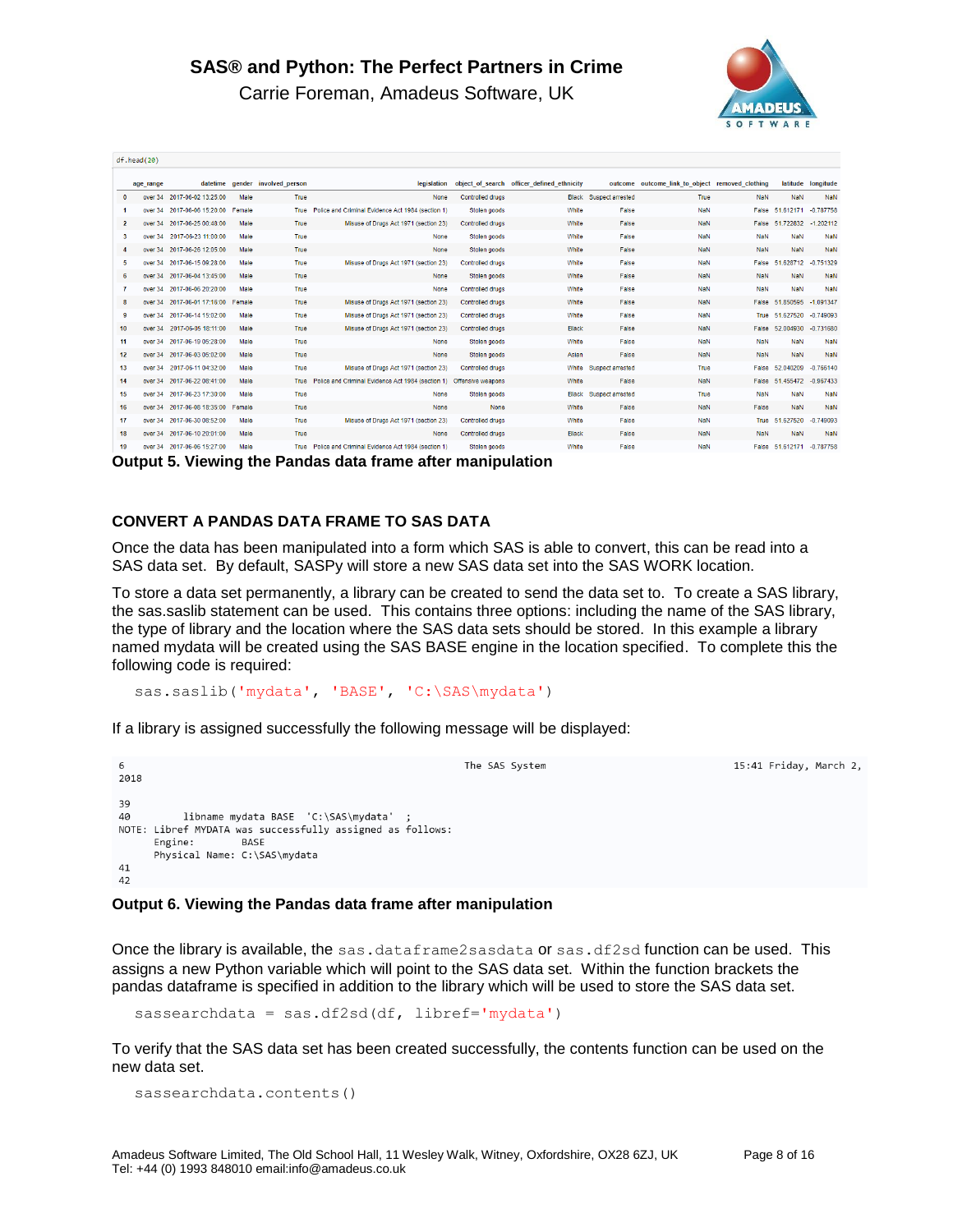`df.head(20)`

| | age_range | datetime | gender | involved_person | legislation | object_of_search | officer_defined_ethnicity | outcome | outcome_link_to_object | removed_clothing | latitude | longitude |
|---|---|---|---|---|---|---|---|---|---|---|---|---|
| 0 | over 34 | 2017-06-02 13:25:00 | Male | True | None | Controlled drugs | Black | Suspect arrested | True | NaN | NaN | NaN |
| 1 | over 34 | 2017-06-06 15:20:00 | Female | True | Police and Criminal Evidence Act 1984 (section 1) | Stolen goods | White | False | NaN | False | 51.612171 | -0.787758 |
| 2 | over 34 | 2017-06-25 00:48:00 | Male | True | Misuse of Drugs Act 1971 (section 23) | Controlled drugs | White | False | NaN | False | 51.722832 | -1.202112 |
| 3 | over 34 | 2017-06-23 11:00:00 | Male | True | None | Stolen goods | White | False | NaN | NaN | NaN | NaN |
| 4 | over 34 | 2017-06-26 12:05:00 | Male | True | None | Stolen goods | White | False | NaN | NaN | NaN | NaN |
| 5 | over 34 | 2017-06-15 09:28:00 | Male | True | Misuse of Drugs Act 1971 (section 23) | Controlled drugs | White | False | NaN | False | 51.928712 | -0.751329 |
| 6 | over 34 | 2017-06-04 13:45:00 | Male | True | None | Stolen goods | White | False | NaN | NaN | NaN | NaN |
| 7 | over 34 | 2017-06-06 20:20:00 | Male | True | None | Controlled drugs | White | False | NaN | NaN | NaN | NaN |
| 8 | over 34 | 2017-06-01 17:16:00 | Female | True | Misuse of Drugs Act 1971 (section 23) | Controlled drugs | White | False | NaN | False | 51.850595 | -1.091347 |
| 9 | over 34 | 2017-06-14 15:02:00 | Male | True | Misuse of Drugs Act 1971 (section 23) | Controlled drugs | White | False | NaN | True | 51.527520 | -0.749093 |
| 10 | over 34 | 2017-06-05 18:11:00 | Male | True | Misuse of Drugs Act 1971 (section 23) | Controlled drugs | Black | False | NaN | False | 52.004930 | -0.731680 |
| 11 | over 34 | 2017-06-19 05:28:00 | Male | True | None | Stolen goods | White | False | NaN | NaN | NaN | NaN |
| 12 | over 34 | 2017-06-03 05:02:00 | Male | True | None | Stolen goods | Asian | False | NaN | NaN | NaN | NaN |
| 13 | over 34 | 2017-06-11 04:32:00 | Male | True | Misuse of Drugs Act 1971 (section 23) | Controlled drugs | White | Suspect arrested | True | False | 52.040209 | -0.756140 |
| 14 | over 34 | 2017-06-22 08:41:00 | Male | True | Police and Criminal Evidence Act 1984 (section 1) | Offensive weapons | White | False | NaN | False | 51.455472 | -0.967433 |
| 15 | over 34 | 2017-06-23 17:30:00 | Male | True | None | Stolen goods | Black | Suspect arrested | True | NaN | NaN | NaN |
| 16 | over 34 | 2017-06-08 18:35:00 | Female | True | None | None | White | False | NaN | False | NaN | NaN |
| 17 | over 34 | 2017-06-30 08:52:00 | Male | True | Misuse of Drugs Act 1971 (section 23) | Controlled drugs | White | False | NaN | True | 51.527520 | -0.749093 |
| 18 | over 34 | 2017-06-10 20:01:00 | Male | True | None | Controlled drugs | Black | False | NaN | NaN | NaN | NaN |
| 19 | over 34 | 2017-06-06 15:27:00 | Male | True | Police and Criminal Evidence Act 1984 (section 1) | Stolen goods | White | False | NaN | False | 51.612171 | -0.787758 |

**Output 5. Viewing the Pandas data frame after manipulation**

## CONVERT A PANDAS DATA FRAME TO SAS DATA

Once the data has been manipulated into a form which SAS is able to convert, this can be read into a SAS data set. By default, SASPy will store a new SAS data set into the SAS WORK location.

To store a data set permanently, a library can be created to send the data set to. To create a SAS library, the sas.saslib statement can be used. This contains three options: including the name of the SAS library, the type of library and the location where the SAS data sets should be stored. In this example a library named mydata will be created using the SAS BASE engine in the location specified. To complete this the following code is required:

```
sas.saslib('mydata', 'BASE', 'C:\SAS\mydata')
```

If a library is assigned successfully the following message will be displayed:

```
6                                                          The SAS System                                     15:41 Friday, March 2,
2018

39
40          libname mydata BASE   'C:\SAS\mydata'   ;
NOTE: Libref MYDATA was successfully assigned as follows:
      Engine:        BASE
      Physical Name: C:\SAS\mydata
41
42
```

**Output 6. Viewing the Pandas data frame after manipulation**

Once the library is available, the `sas.dataframe2sasdata` or `sas.df2sd` function can be used. This assigns a new Python variable which will point to the SAS data set. Within the function brackets the pandas dataframe is specified in addition to the library which will be used to store the SAS data set.

```
sassearchdata = sas.df2sd(df, libref='mydata')
```

To verify that the SAS data set has been created successfully, the contents function can be used on the new data set.

```
sassearchdata.contents()
```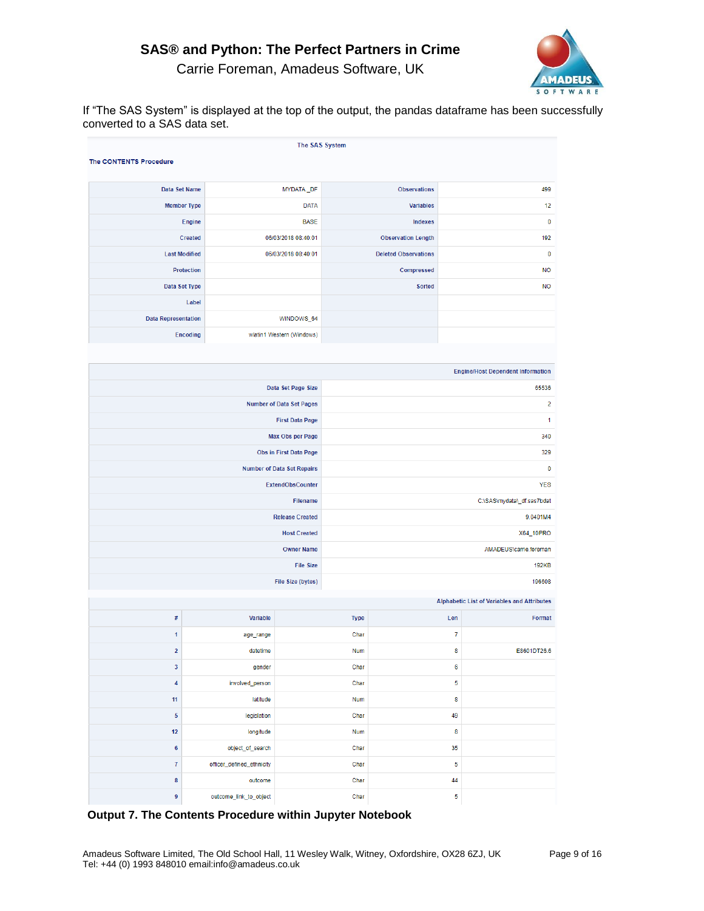If “The SAS System” is displayed at the top of the output, the pandas dataframe has been successfully converted to a SAS data set.

The SAS System

The CONTENTS Procedure

| Data Set Name | MYDATA._DF | Observations | 499 |
|---|---|---|---|
| Member Type | DATA | Variables | 12 |
| Engine | BASE | Indexes | 0 |
| Created | 06/03/2018 08:40:01 | Observation Length | 192 |
| Last Modified | 06/03/2018 08:40:01 | Deleted Observations | 0 |
| Protection | | Compressed | NO |
| Data Set Type | | Sorted | NO |
| Label | | | |
| Data Representation | WINDOWS_64 | | |
| Encoding | wlatin1 Western (Windows) | | |

| Engine/Host Dependent Information | |
|---|---|
| Data Set Page Size | 65536 |
| Number of Data Set Pages | 2 |
| First Data Page | 1 |
| Max Obs per Page | 340 |
| Obs in First Data Page | 329 |
| Number of Data Set Repairs | 0 |
| ExtendObsCounter | YES |
| Filename | C:\SAS\mydata\_df.sas7bdat |
| Release Created | 9.0401M4 |
| Host Created | X64_10PRO |
| Owner Name | AMADEUS\carrie.foreman |
| File Size | 192KB |
| File Size (bytes) | 196608 |

Alphabetic List of Variables and Attributes

| # | Variable | Type | Len | Format |
|---|---|---|---|---|
| 1 | age_range | Char | 7 | |
| 2 | datetime | Num | 8 | E8601DT26.6 |
| 3 | gender | Char | 6 | |
| 4 | involved_person | Char | 5 | |
| 11 | latitude | Num | 8 | |
| 5 | legislation | Char | 49 | |
| 12 | longitude | Num | 8 | |
| 6 | object_of_search | Char | 35 | |
| 7 | officer_defined_ethnicity | Char | 5 | |
| 8 | outcome | Char | 44 | |
| 9 | outcome_link_to_object | Char | 5 | |

**Output 7. The Contents Procedure within Jupyter Notebook**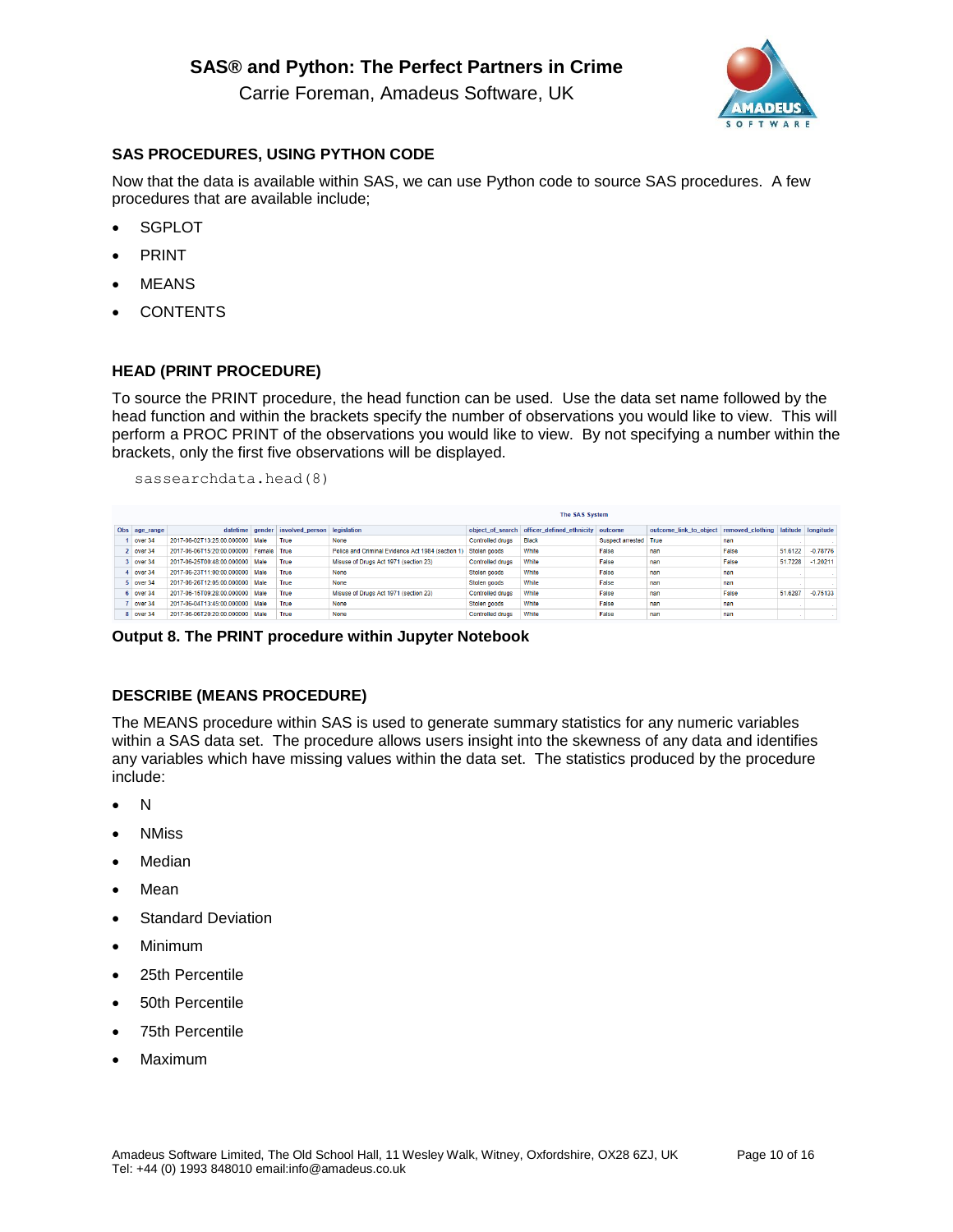## SAS PROCEDURES, USING PYTHON CODE

Now that the data is available within SAS, we can use Python code to source SAS procedures. A few procedures that are available include;

- SGPLOT
- PRINT
- MEANS
- CONTENTS

## HEAD (PRINT PROCEDURE)

To source the PRINT procedure, the head function can be used. Use the data set name followed by the head function and within the brackets specify the number of observations you would like to view. This will perform a PROC PRINT of the observations you would like to view. By not specifying a number within the brackets, only the first five observations will be displayed.

```
sassearchdata.head(8)
```

The SAS System

| Obs | age_range | datetime | gender | involved_person | legislation | object_of_search | officer_defined_ethnicity | outcome | outcome_link_to_object | removed_clothing | latitude | longitude |
|---|---|---|---|---|---|---|---|---|---|---|---|---|
| 1 | over 34 | 2017-06-02T13:25:00.000000 | Male | True | None | Controlled drugs | Black | Suspect arrested | True | nan | . | . |
| 2 | over 34 | 2017-06-06T15:20:00.000000 | Female | True | Police and Criminal Evidence Act 1984 (section 1) | Stolen goods | White | False | nan | False | 51.6122 | -0.78776 |
| 3 | over 34 | 2017-06-25T00:48:00.000000 | Male | True | Misuse of Drugs Act 1971 (section 23) | Controlled drugs | White | False | nan | False | 51.7228 | -1.20211 |
| 4 | over 34 | 2017-06-23T11:00:00.000000 | Male | True | None | Stolen goods | White | False | nan | nan | . | . |
| 5 | over 34 | 2017-06-26T12:05:00.000000 | Male | True | None | Stolen goods | White | False | nan | nan | . | . |
| 6 | over 34 | 2017-06-15T09:28:00.000000 | Male | True | Misuse of Drugs Act 1971 (section 23) | Controlled drugs | White | False | nan | False | 51.6287 | -0.75133 |
| 7 | over 34 | 2017-06-04T13:45:00.000000 | Male | True | None | Stolen goods | White | False | nan | nan | . | . |
| 8 | over 34 | 2017-06-06T20:20:00.000000 | Male | True | None | Controlled drugs | White | False | nan | nan | . | . |

**Output 8. The PRINT procedure within Jupyter Notebook**

## DESCRIBE (MEANS PROCEDURE)

The MEANS procedure within SAS is used to generate summary statistics for any numeric variables within a SAS data set. The procedure allows users insight into the skewness of any data and identifies any variables which have missing values within the data set. The statistics produced by the procedure include:

- N
- NMiss
- Median
- Mean
- Standard Deviation
- Minimum
- 25th Percentile
- 50th Percentile
- 75th Percentile
- Maximum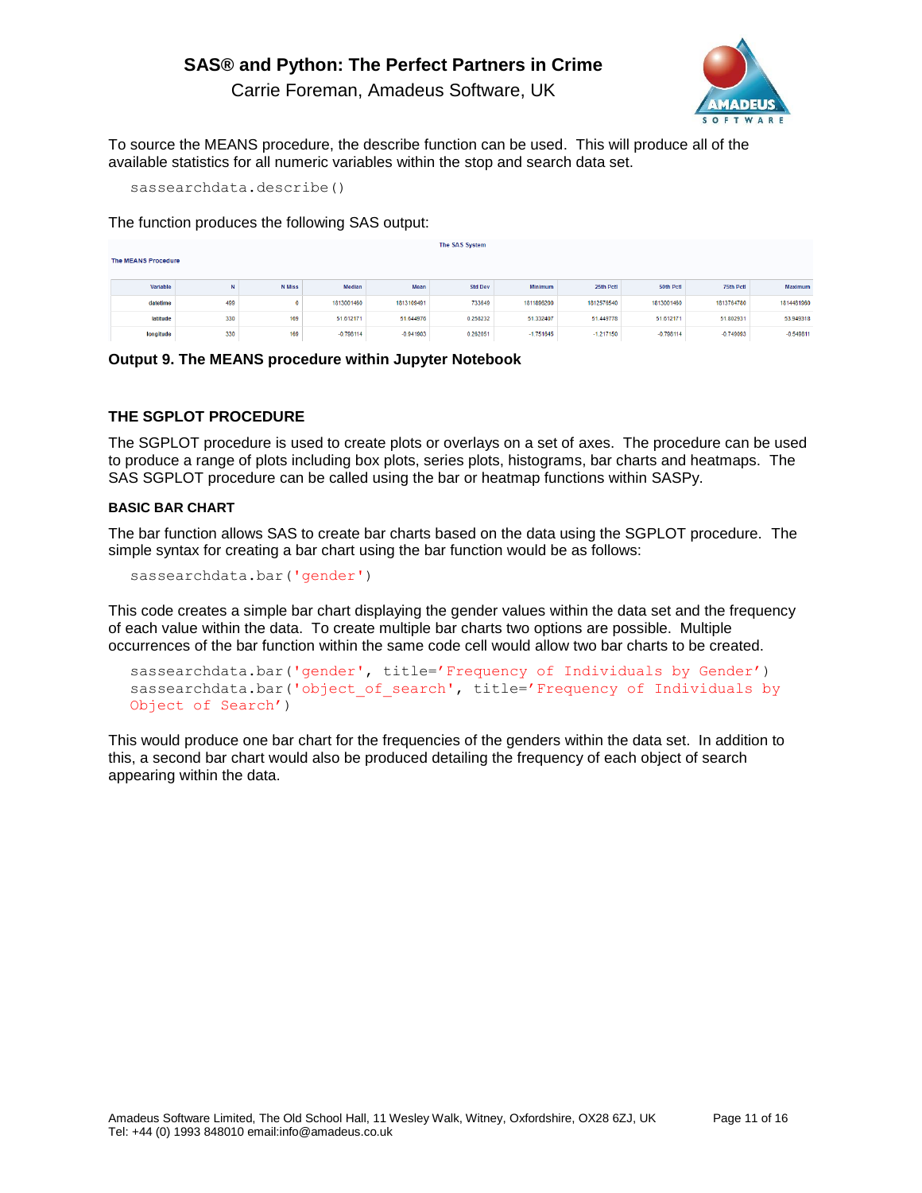To source the MEANS procedure, the describe function can be used. This will produce all of the available statistics for all numeric variables within the stop and search data set.

```
sassearchdata.describe()
```

The function produces the following SAS output:

The SAS System

The MEANS Procedure

| Variable | N | N Miss | Median | Mean | Std Dev | Minimum | 25th Pctl | 50th Pctl | 75th Pctl | Maximum |
|---|---|---|---|---|---|---|---|---|---|---|
| datetime | 499 | 0 | 1813001460 | 1813109491 | 733649 | 1811696200 | 1812576540 | 1813001460 | 1813764780 | 1814481060 |
| latitude | 330 | 169 | 51.612171 | 51.644976 | 0.258232 | 51.332407 | 51.449778 | 51.612171 | 51.802931 | 53.949318 |
| longitude | 330 | 169 | -0.798114 | -0.941903 | 0.262051 | -1.751645 | -1.217150 | -0.798114 | -0.749093 | -0.549811 |

**Output 9. The MEANS procedure within Jupyter Notebook**

### THE SGPLOT PROCEDURE

The SGPLOT procedure is used to create plots or overlays on a set of axes. The procedure can be used to produce a range of plots including box plots, series plots, histograms, bar charts and heatmaps. The SAS SGPLOT procedure can be called using the bar or heatmap functions within SASPy.

#### BASIC BAR CHART

The bar function allows SAS to create bar charts based on the data using the SGPLOT procedure. The simple syntax for creating a bar chart using the bar function would be as follows:

```
sassearchdata.bar('gender')
```

This code creates a simple bar chart displaying the gender values within the data set and the frequency of each value within the data. To create multiple bar charts two options are possible. Multiple occurrences of the bar function within the same code cell would allow two bar charts to be created.

```
sassearchdata.bar('gender', title='Frequency of Individuals by Gender')
sassearchdata.bar('object_of_search', title='Frequency of Individuals by Object of Search')
```

This would produce one bar chart for the frequencies of the genders within the data set. In addition to this, a second bar chart would also be produced detailing the frequency of each object of search appearing within the data.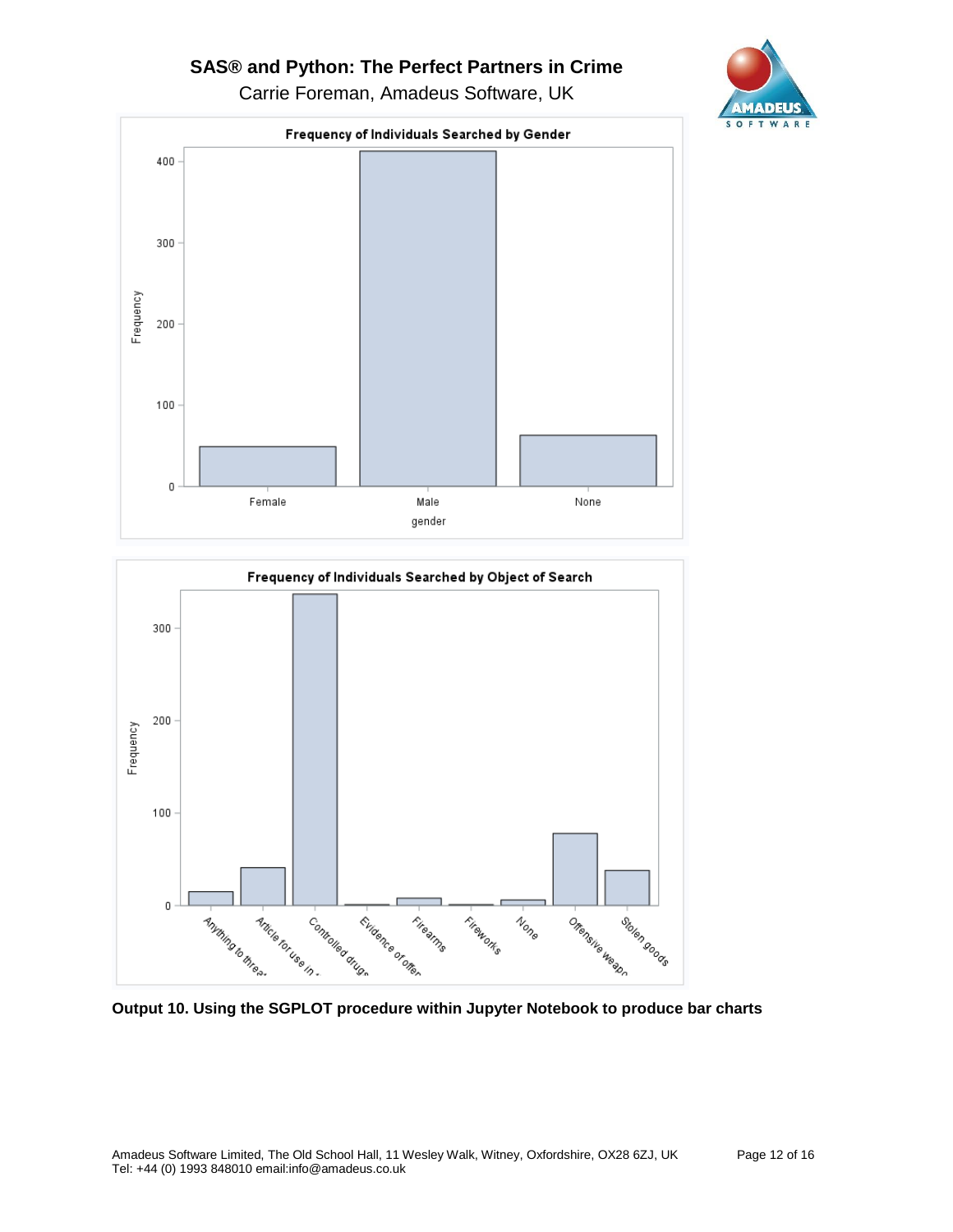**Output 10. Using the SGPLOT procedure within Jupyter Notebook to produce bar charts**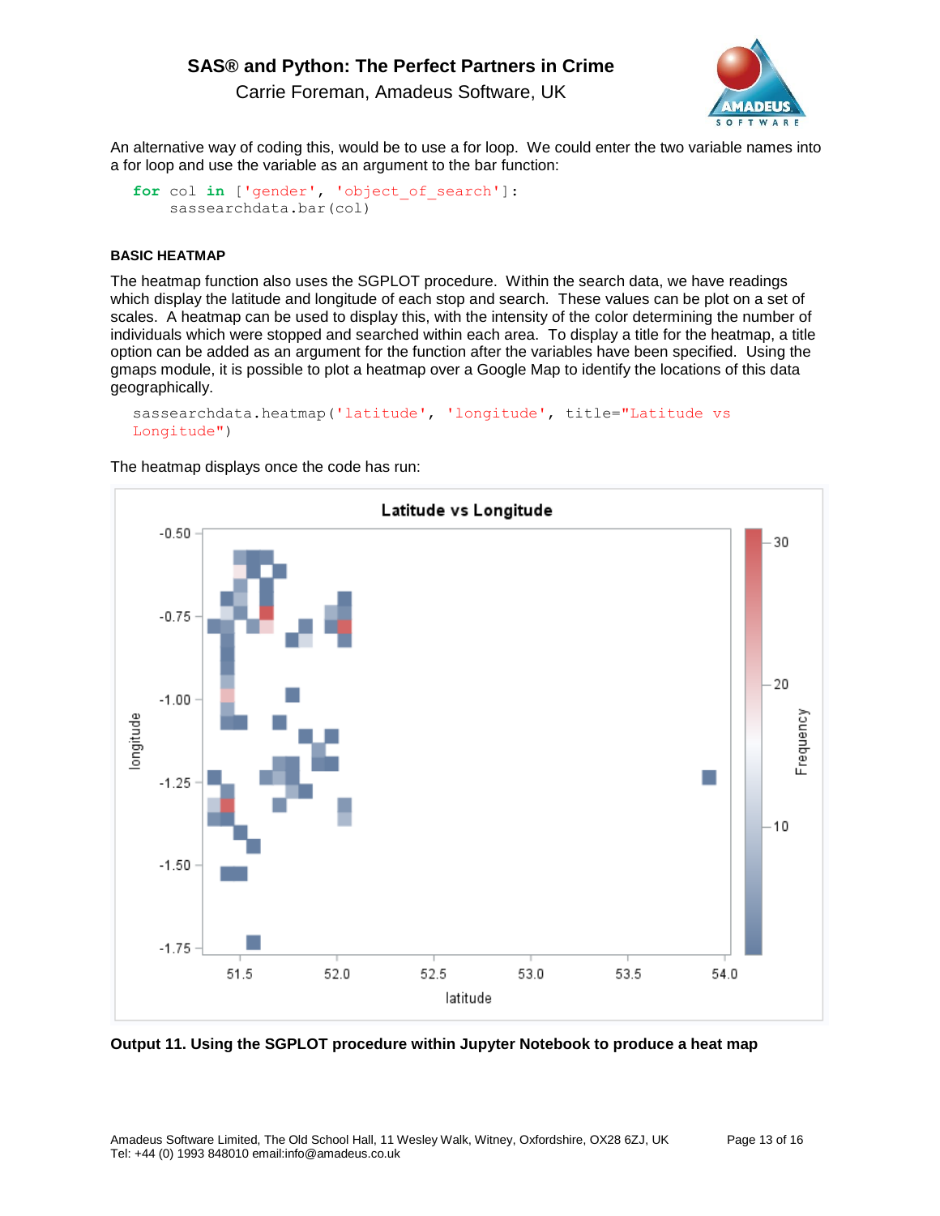An alternative way of coding this, would be to use a for loop. We could enter the two variable names into a for loop and use the variable as an argument to the bar function:

```
for col in ['gender', 'object_of_search']:
    sassearchdata.bar(col)
```

#### BASIC HEATMAP

The heatmap function also uses the SGPLOT procedure. Within the search data, we have readings which display the latitude and longitude of each stop and search. These values can be plot on a set of scales. A heatmap can be used to display this, with the intensity of the color determining the number of individuals which were stopped and searched within each area. To display a title for the heatmap, a title option can be added as an argument for the function after the variables have been specified. Using the gmaps module, it is possible to plot a heatmap over a Google Map to identify the locations of this data geographically.

```
sassearchdata.heatmap('latitude', 'longitude', title="Latitude vs
Longitude")
```

The heatmap displays once the code has run:

**Output 11. Using the SGPLOT procedure within Jupyter Notebook to produce a heat map**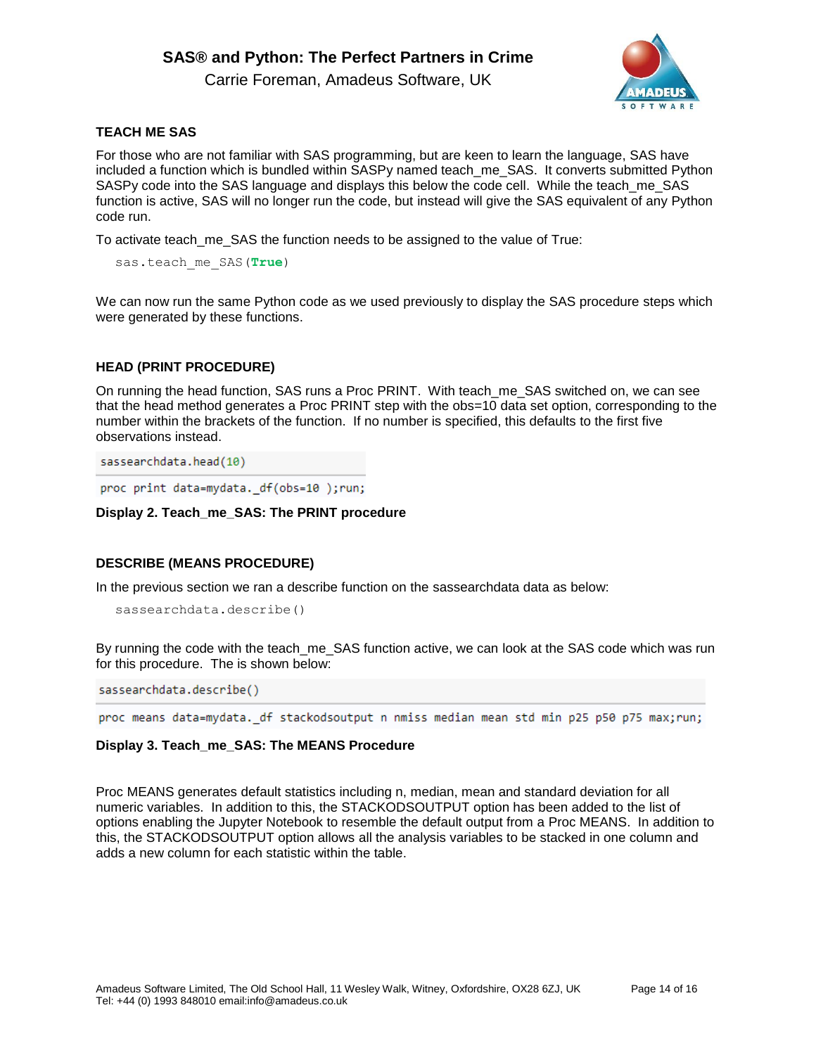## TEACH ME SAS

For those who are not familiar with SAS programming, but are keen to learn the language, SAS have included a function which is bundled within SASPy named teach_me_SAS. It converts submitted Python SASPy code into the SAS language and displays this below the code cell. While the teach_me_SAS function is active, SAS will no longer run the code, but instead will give the SAS equivalent of any Python code run.

To activate teach_me_SAS the function needs to be assigned to the value of True:

```
sas.teach_me_SAS(True)
```

We can now run the same Python code as we used previously to display the SAS procedure steps which were generated by these functions.

## HEAD (PRINT PROCEDURE)

On running the head function, SAS runs a Proc PRINT. With teach_me_SAS switched on, we can see that the head method generates a Proc PRINT step with the obs=10 data set option, corresponding to the number within the brackets of the function. If no number is specified, this defaults to the first five observations instead.

```
sassearchdata.head(10)
```

```
proc print data=mydata._df(obs=10 );run;
```

**Display 2. Teach_me_SAS: The PRINT procedure**

## DESCRIBE (MEANS PROCEDURE)

In the previous section we ran a describe function on the sassearchdata data as below:

```
sassearchdata.describe()
```

By running the code with the teach_me_SAS function active, we can look at the SAS code which was run for this procedure. The is shown below:

```
sassearchdata.describe()
```

```
proc means data=mydata._df stackodsoutput n nmiss median mean std min p25 p50 p75 max;run;
```

**Display 3. Teach_me_SAS: The MEANS Procedure**

Proc MEANS generates default statistics including n, median, mean and standard deviation for all numeric variables. In addition to this, the STACKODSOUTPUT option has been added to the list of options enabling the Jupyter Notebook to resemble the default output from a Proc MEANS. In addition to this, the STACKODSOUTPUT option allows all the analysis variables to be stacked in one column and adds a new column for each statistic within the table.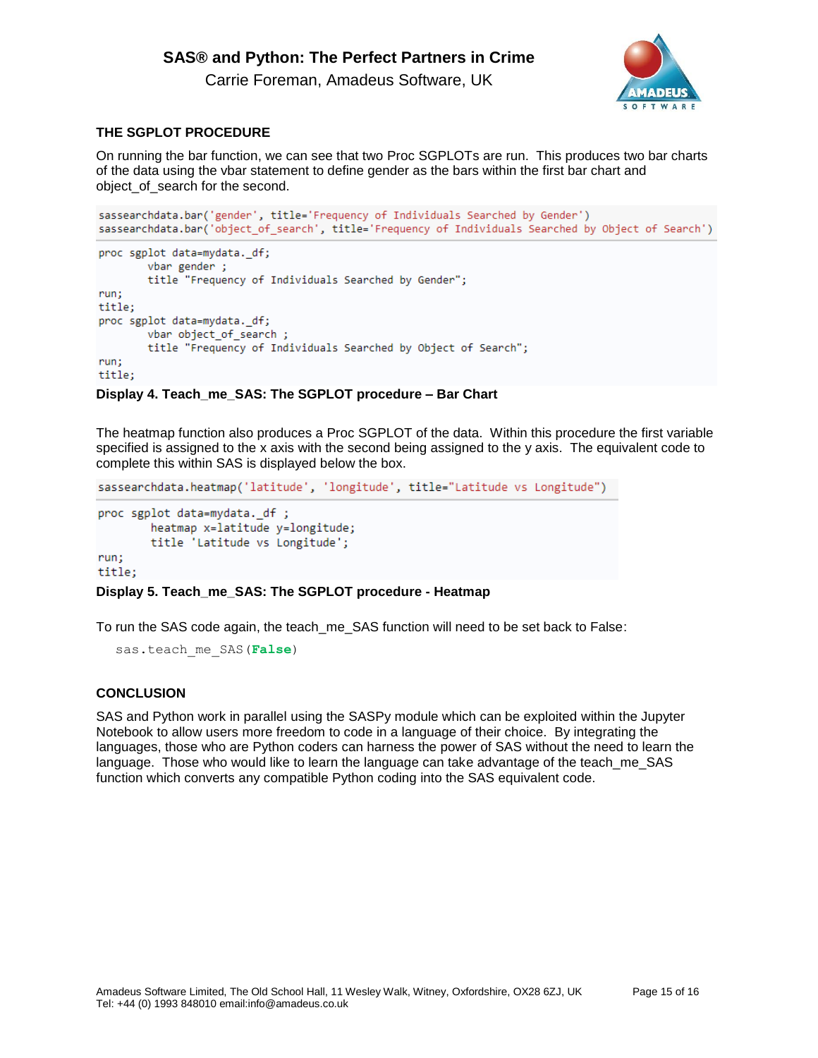## THE SGPLOT PROCEDURE

On running the bar function, we can see that two Proc SGPLOTs are run. This produces two bar charts of the data using the vbar statement to define gender as the bars within the first bar chart and object_of_search for the second.

```
sassearchdata.bar('gender', title='Frequency of Individuals Searched by Gender')
sassearchdata.bar('object_of_search', title='Frequency of Individuals Searched by Object of Search')
```

```
proc sgplot data=mydata._df;
        vbar gender ;
        title "Frequency of Individuals Searched by Gender";
run;
title;
proc sgplot data=mydata._df;
        vbar object_of_search ;
        title "Frequency of Individuals Searched by Object of Search";
run;
title;
```

**Display 4. Teach_me_SAS: The SGPLOT procedure – Bar Chart**

The heatmap function also produces a Proc SGPLOT of the data. Within this procedure the first variable specified is assigned to the x axis with the second being assigned to the y axis. The equivalent code to complete this within SAS is displayed below the box.

```
sassearchdata.heatmap('latitude', 'longitude', title="Latitude vs Longitude")
```

```
proc sgplot data=mydata._df ;
        heatmap x=latitude y=longitude;
        title 'Latitude vs Longitude';
run;
title;
```

**Display 5. Teach_me_SAS: The SGPLOT procedure - Heatmap**

To run the SAS code again, the teach_me_SAS function will need to be set back to False:

```
sas.teach_me_SAS(False)
```

## CONCLUSION

SAS and Python work in parallel using the SASPy module which can be exploited within the Jupyter Notebook to allow users more freedom to code in a language of their choice. By integrating the languages, those who are Python coders can harness the power of SAS without the need to learn the language. Those who would like to learn the language can take advantage of the teach_me_SAS function which converts any compatible Python coding into the SAS equivalent code.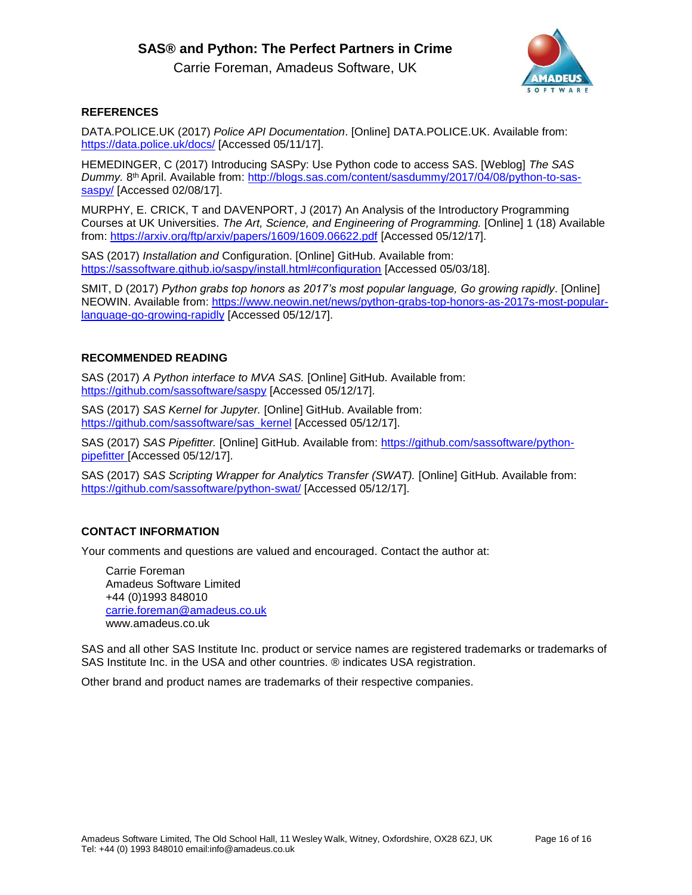## REFERENCES

DATA.POLICE.UK (2017) *Police API Documentation*. [Online] DATA.POLICE.UK. Available from: https://data.police.uk/docs/ [Accessed 05/11/17].

HEMEDINGER, C (2017) Introducing SASPy: Use Python code to access SAS. [Weblog] *The SAS Dummy.* 8th April. Available from: http://blogs.sas.com/content/sasdummy/2017/04/08/python-to-sas-saspy/ [Accessed 02/08/17].

MURPHY, E. CRICK, T and DAVENPORT, J (2017) An Analysis of the Introductory Programming Courses at UK Universities. *The Art, Science, and Engineering of Programming.* [Online] 1 (18) Available from: https://arxiv.org/ftp/arxiv/papers/1609/1609.06622.pdf [Accessed 05/12/17].

SAS (2017) *Installation and* Configuration. [Online] GitHub. Available from: https://sassoftware.github.io/saspy/install.html#configuration [Accessed 05/03/18].

SMIT, D (2017) *Python grabs top honors as 2017's most popular language, Go growing rapidly*. [Online] NEOWIN. Available from: https://www.neowin.net/news/python-grabs-top-honors-as-2017s-most-popular-language-go-growing-rapidly [Accessed 05/12/17].

## RECOMMENDED READING

SAS (2017) *A Python interface to MVA SAS.* [Online] GitHub. Available from: https://github.com/sassoftware/saspy [Accessed 05/12/17].

SAS (2017) *SAS Kernel for Jupyter.* [Online] GitHub. Available from: https://github.com/sassoftware/sas_kernel [Accessed 05/12/17].

SAS (2017) *SAS Pipefitter.* [Online] GitHub. Available from: https://github.com/sassoftware/python-pipefitter [Accessed 05/12/17].

SAS (2017) *SAS Scripting Wrapper for Analytics Transfer (SWAT).* [Online] GitHub. Available from: https://github.com/sassoftware/python-swat/ [Accessed 05/12/17].

## CONTACT INFORMATION

Your comments and questions are valued and encouraged. Contact the author at:

Carrie Foreman
Amadeus Software Limited
+44 (0)1993 848010
carrie.foreman@amadeus.co.uk
www.amadeus.co.uk

SAS and all other SAS Institute Inc. product or service names are registered trademarks or trademarks of SAS Institute Inc. in the USA and other countries. ® indicates USA registration.

Other brand and product names are trademarks of their respective companies.